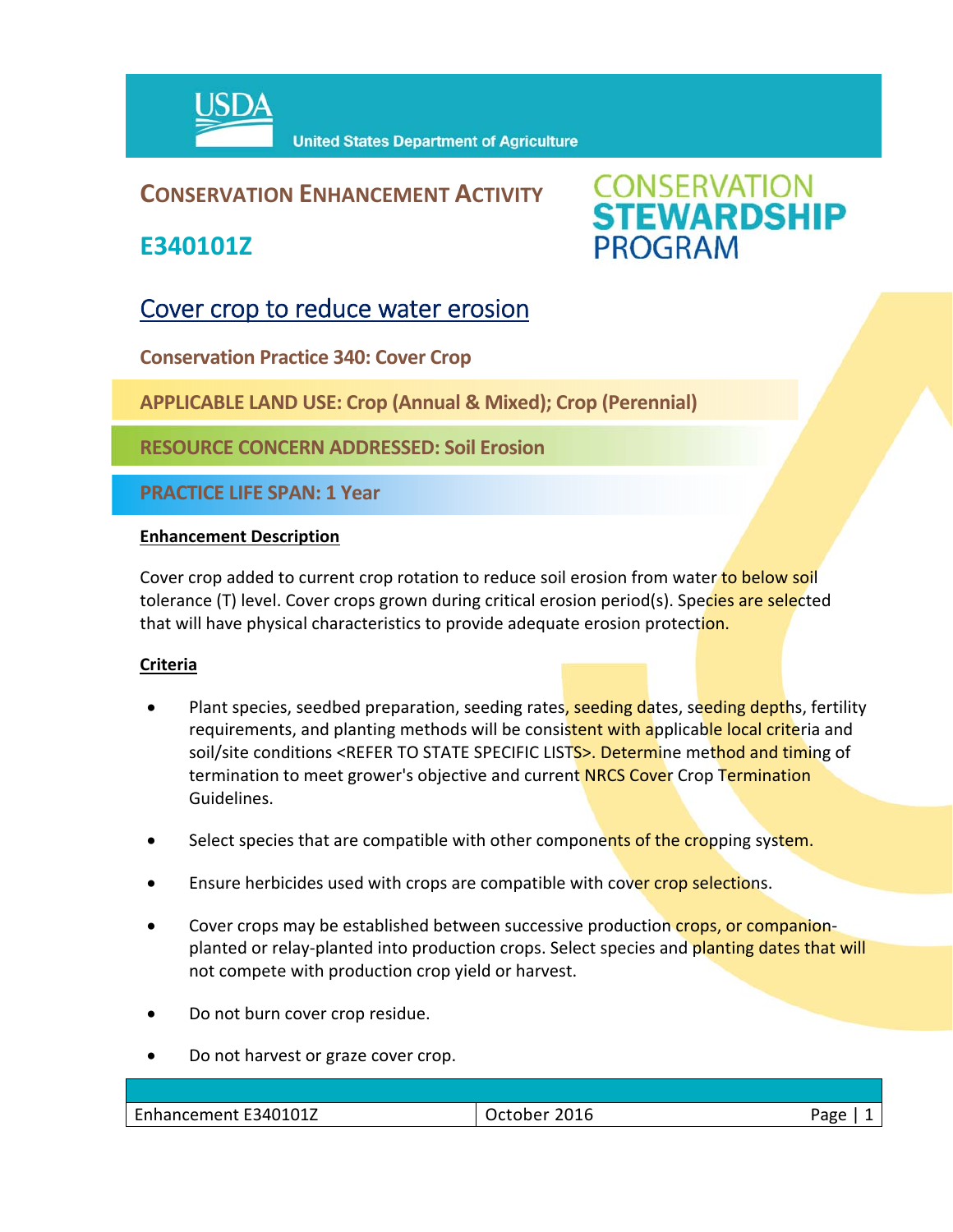USDA United States Department of Agriculture

## CONSERVATION ENHANCEMENT ACTIVITY

## E340101Z

CONSERVATION STEWARDSHIP PROGRAM

# Cover crop to reduce water erosion

**Conservation Practice 340: Cover Crop**

**APPLICABLE LAND USE: Crop (Annual & Mixed); Crop (Perennial)**

**RESOURCE CONCERN ADDRESSED: Soil Erosion**

**PRACTICE LIFE SPAN: 1 Year**

**Enhancement Description**

Cover crop added to current crop rotation to reduce soil erosion from water to below soil tolerance (T) level. Cover crops grown during critical erosion period(s). Species are selected that will have physical characteristics to provide adequate erosion protection.

**Criteria**

- Plant species, seedbed preparation, seeding rates, seeding dates, seeding depths, fertility requirements, and planting methods will be consistent with applicable local criteria and soil/site conditions <REFER TO STATE SPECIFIC LISTS>. Determine method and timing of termination to meet grower's objective and current NRCS Cover Crop Termination Guidelines.
- Select species that are compatible with other components of the cropping system.
- Ensure herbicides used with crops are compatible with cover crop selections.
- Cover crops may be established between successive production crops, or companion-planted or relay-planted into production crops. Select species and planting dates that will not compete with production crop yield or harvest.
- Do not burn cover crop residue.
- Do not harvest or graze cover crop.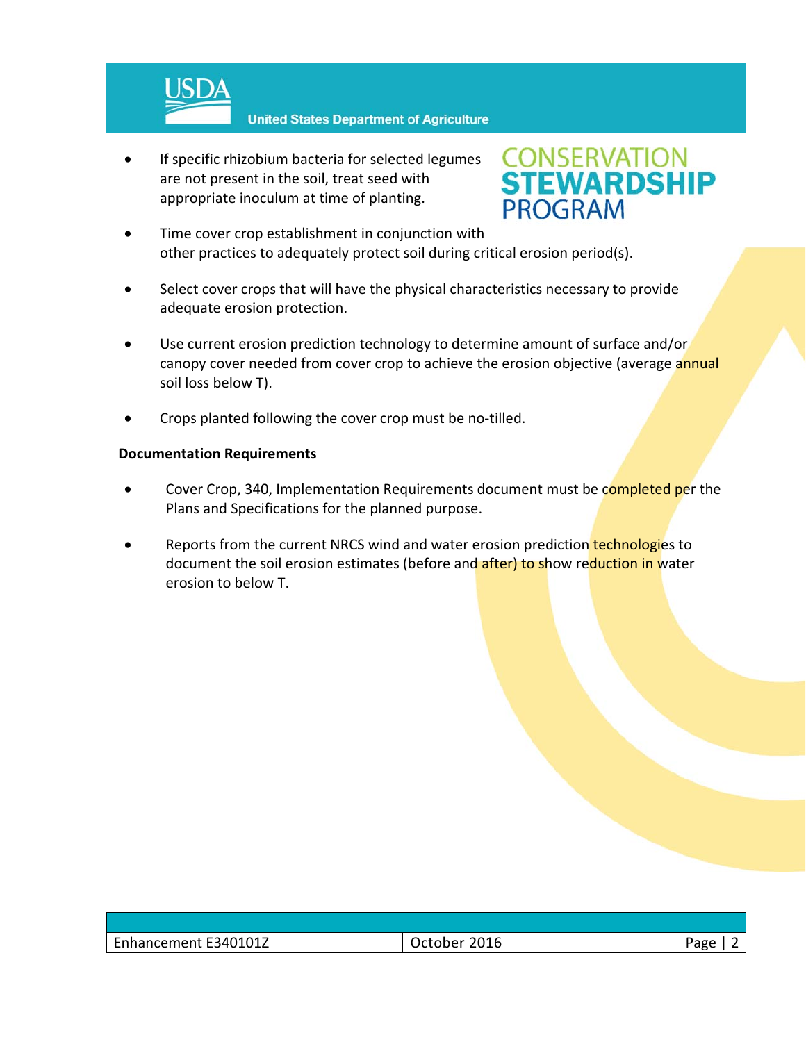- If specific rhizobium bacteria for selected legumes are not present in the soil, treat seed with appropriate inoculum at time of planting.
- Time cover crop establishment in conjunction with other practices to adequately protect soil during critical erosion period(s).
- Select cover crops that will have the physical characteristics necessary to provide adequate erosion protection.
- Use current erosion prediction technology to determine amount of surface and/or canopy cover needed from cover crop to achieve the erosion objective (average annual soil loss below T).
- Crops planted following the cover crop must be no-tilled.

**Documentation Requirements**

- Cover Crop, 340, Implementation Requirements document must be completed per the Plans and Specifications for the planned purpose.
- Reports from the current NRCS wind and water erosion prediction technologies to document the soil erosion estimates (before and after) to show reduction in water erosion to below T.